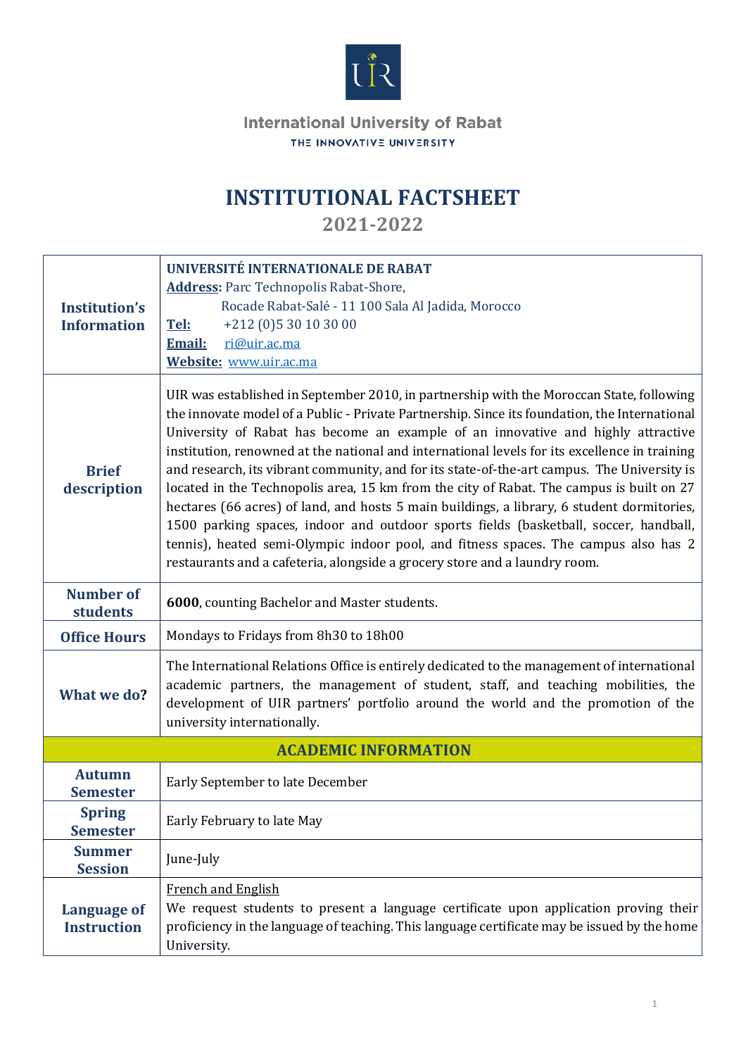International University of Rabat

THE INNOVATIVE UNIVERSITY

# INSTITUTIONAL FACTSHEET

## 2021-2022

| | |
|---|---|
| **Institution's Information** | **UNIVERSITÉ INTERNATIONALE DE RABAT**<br>**Address:** Parc Technopolis Rabat-Shore,<br>Rocade Rabat-Salé - 11 100 Sala Al Jadida, Morocco<br>**Tel:** +212 (0)5 30 10 30 00<br>**Email:** ri@uir.ac.ma<br>**Website:** www.uir.ac.ma |
| **Brief description** | UIR was established in September 2010, in partnership with the Moroccan State, following the innovate model of a Public - Private Partnership. Since its foundation, the International University of Rabat has become an example of an innovative and highly attractive institution, renowned at the national and international levels for its excellence in training and research, its vibrant community, and for its state-of-the-art campus. The University is located in the Technopolis area, 15 km from the city of Rabat. The campus is built on 27 hectares (66 acres) of land, and hosts 5 main buildings, a library, 6 student dormitories, 1500 parking spaces, indoor and outdoor sports fields (basketball, soccer, handball, tennis), heated semi-Olympic indoor pool, and fitness spaces. The campus also has 2 restaurants and a cafeteria, alongside a grocery store and a laundry room. |
| **Number of students** | **6000**, counting Bachelor and Master students. |
| **Office Hours** | Mondays to Fridays from 8h30 to 18h00 |
| **What we do?** | The International Relations Office is entirely dedicated to the management of international academic partners, the management of student, staff, and teaching mobilities, the development of UIR partners' portfolio around the world and the promotion of the university internationally. |
| **ACADEMIC INFORMATION** | |
| **Autumn Semester** | Early September to late December |
| **Spring Semester** | Early February to late May |
| **Summer Session** | June-July |
| **Language of Instruction** | French and English<br>We request students to present a language certificate upon application proving their proficiency in the language of teaching. This language certificate may be issued by the home University. |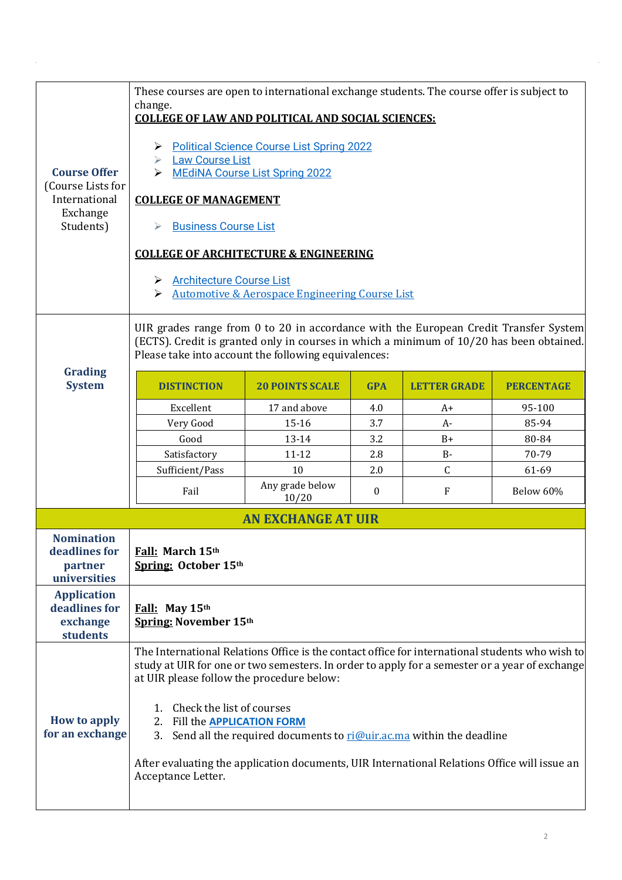## Course Offer (Course Lists for International Exchange Students)

These courses are open to international exchange students. The course offer is subject to change.

**COLLEGE OF LAW AND POLITICAL AND SOCIAL SCIENCES:**

- Political Science Course List Spring 2022
- Law Course List
- MEdiNA Course List Spring 2022

**COLLEGE OF MANAGEMENT**

- Business Course List

**COLLEGE OF ARCHITECTURE & ENGINEERING**

- Architecture Course List
- Automotive & Aerospace Engineering Course List

## Grading System

UIR grades range from 0 to 20 in accordance with the European Credit Transfer System (ECTS). Credit is granted only in courses in which a minimum of 10/20 has been obtained. Please take into account the following equivalences:

| DISTINCTION | 20 POINTS SCALE | GPA | LETTER GRADE | PERCENTAGE |
|---|---|---|---|---|
| Excellent | 17 and above | 4.0 | A+ | 95-100 |
| Very Good | 15-16 | 3.7 | A- | 85-94 |
| Good | 13-14 | 3.2 | B+ | 80-84 |
| Satisfactory | 11-12 | 2.8 | B- | 70-79 |
| Sufficient/Pass | 10 | 2.0 | C | 61-69 |
| Fail | Any grade below 10/20 | 0 | F | Below 60% |

# AN EXCHANGE AT UIR

## Nomination deadlines for partner universities

**Fall: March 15th**
**Spring: October 15th**

## Application deadlines for exchange students

**Fall: May 15th**
**Spring: November 15th**

## How to apply for an exchange

The International Relations Office is the contact office for international students who wish to study at UIR for one or two semesters. In order to apply for a semester or a year of exchange at UIR please follow the procedure below:

1. Check the list of courses
2. Fill the **APPLICATION FORM**
3. Send all the required documents to ri@uir.ac.ma within the deadline

After evaluating the application documents, UIR International Relations Office will issue an Acceptance Letter.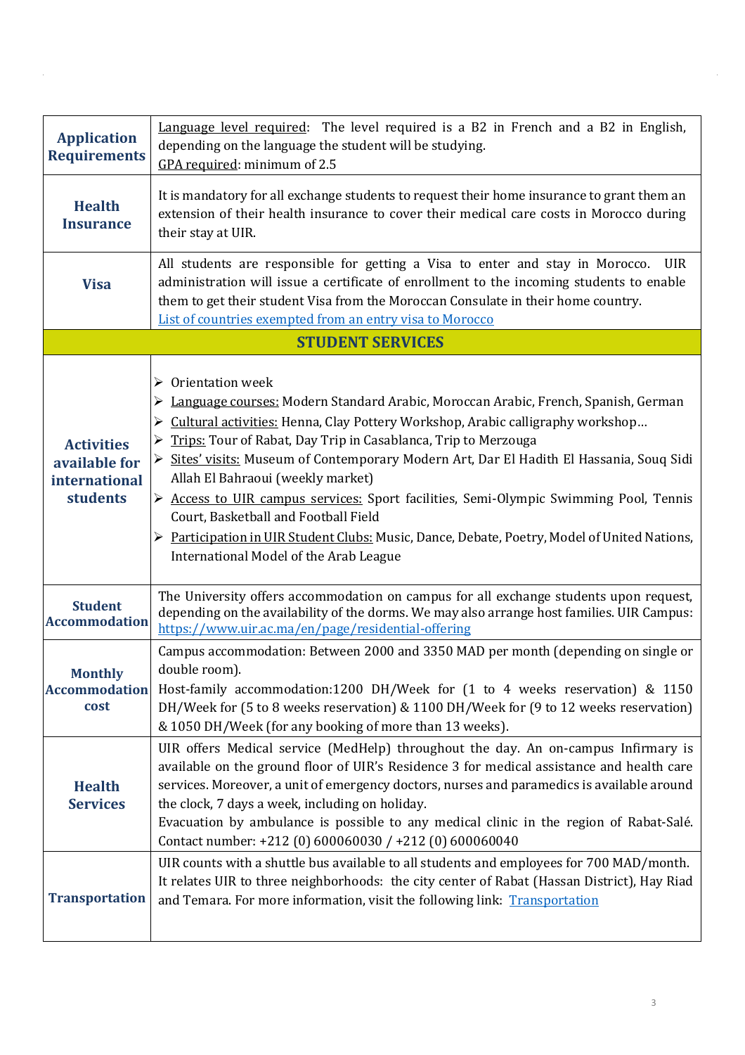| | |
|---|---|
| **Application Requirements** | Language level required: The level required is a B2 in French and a B2 in English, depending on the language the student will be studying.<br>GPA required: minimum of 2.5 |
| **Health Insurance** | It is mandatory for all exchange students to request their home insurance to grant them an extension of their health insurance to cover their medical care costs in Morocco during their stay at UIR. |
| **Visa** | All students are responsible for getting a Visa to enter and stay in Morocco. UIR administration will issue a certificate of enrollment to the incoming students to enable them to get their student Visa from the Moroccan Consulate in their home country.<br>[List of countries exempted from an entry visa to Morocco]() |
| **STUDENT SERVICES** | |
| **Activities available for international students** | ➢ Orientation week<br>➢ Language courses: Modern Standard Arabic, Moroccan Arabic, French, Spanish, German<br>➢ Cultural activities: Henna, Clay Pottery Workshop, Arabic calligraphy workshop…<br>➢ Trips: Tour of Rabat, Day Trip in Casablanca, Trip to Merzouga<br>➢ Sites' visits: Museum of Contemporary Modern Art, Dar El Hadith El Hassania, Souq Sidi Allah El Bahraoui (weekly market)<br>➢ Access to UIR campus services: Sport facilities, Semi-Olympic Swimming Pool, Tennis Court, Basketball and Football Field<br>➢ Participation in UIR Student Clubs: Music, Dance, Debate, Poetry, Model of United Nations, International Model of the Arab League |
| **Student Accommodation** | The University offers accommodation on campus for all exchange students upon request, depending on the availability of the dorms. We may also arrange host families. UIR Campus: https://www.uir.ac.ma/en/page/residential-offering |
| **Monthly Accommodation cost** | Campus accommodation: Between 2000 and 3350 MAD per month (depending on single or double room).<br>Host-family accommodation:1200 DH/Week for (1 to 4 weeks reservation) & 1150 DH/Week for (5 to 8 weeks reservation) & 1100 DH/Week for (9 to 12 weeks reservation) & 1050 DH/Week (for any booking of more than 13 weeks). |
| **Health Services** | UIR offers Medical service (MedHelp) throughout the day. An on-campus Infirmary is available on the ground floor of UIR's Residence 3 for medical assistance and health care services. Moreover, a unit of emergency doctors, nurses and paramedics is available around the clock, 7 days a week, including on holiday.<br>Evacuation by ambulance is possible to any medical clinic in the region of Rabat-Salé. Contact number: +212 (0) 600060030 / +212 (0) 600060040 |
| **Transportation** | UIR counts with a shuttle bus available to all students and employees for 700 MAD/month. It relates UIR to three neighborhoods: the city center of Rabat (Hassan District), Hay Riad and Temara. For more information, visit the following link: [Transportation]() |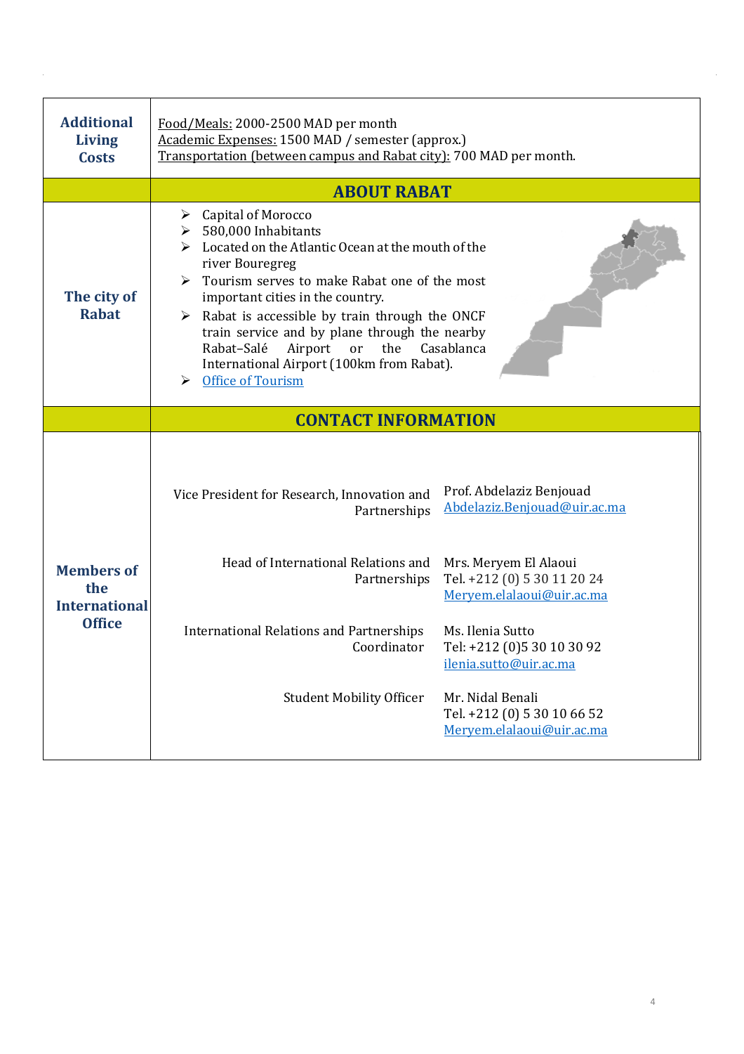| | |
|---|---|
| **Additional Living Costs** | Food/Meals: 2000-2500 MAD per month<br>Academic Expenses: 1500 MAD / semester (approx.)<br>Transportation (between campus and Rabat city): 700 MAD per month. |
| | **ABOUT RABAT** |
| **The city of Rabat** | ➢ Capital of Morocco<br>➢ 580,000 Inhabitants<br>➢ Located on the Atlantic Ocean at the mouth of the river Bouregreg<br>➢ Tourism serves to make Rabat one of the most important cities in the country.<br>➢ Rabat is accessible by train through the ONCF train service and by plane through the nearby Rabat–Salé Airport or the Casablanca International Airport (100km from Rabat).<br>➢ Office of Tourism |
| | **CONTACT INFORMATION** |
| **Members of the International Office** | Vice President for Research, Innovation and Partnerships — Prof. Abdelaziz Benjouad, Abdelaziz.Benjouad@uir.ac.ma<br><br>Head of International Relations and Partnerships — Mrs. Meryem El Alaoui, Tel. +212 (0) 5 30 11 20 24, Meryem.elalaoui@uir.ac.ma<br><br>International Relations and Partnerships Coordinator — Ms. Ilenia Sutto, Tel: +212 (0)5 30 10 30 92, ilenia.sutto@uir.ac.ma<br><br>Student Mobility Officer — Mr. Nidal Benali, Tel. +212 (0) 5 30 10 66 52, Meryem.elalaoui@uir.ac.ma |